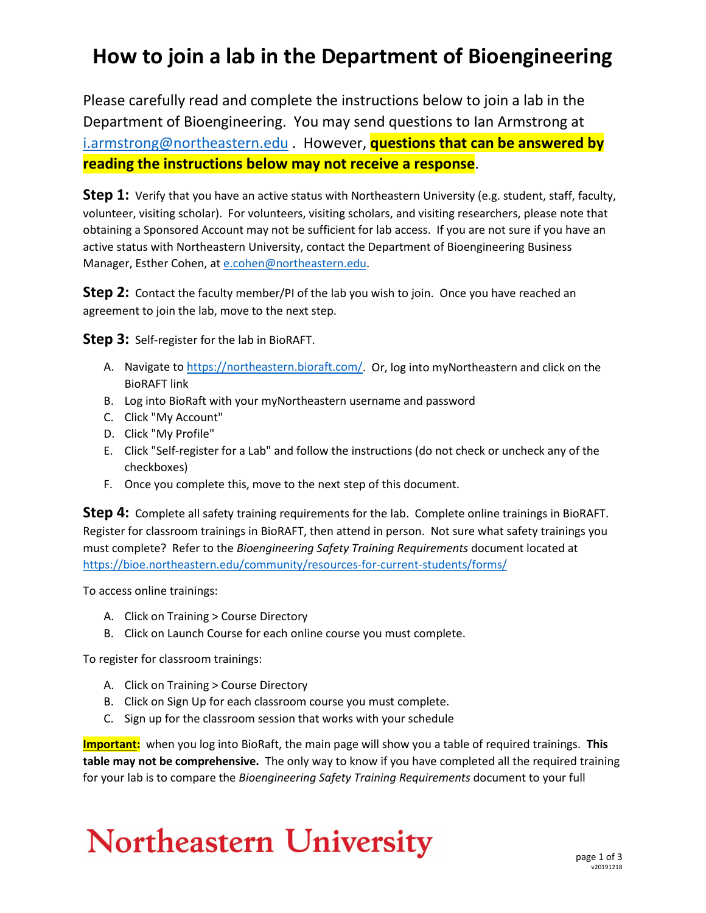# How to join a lab in the Department of Bioengineering

Please carefully read and complete the instructions below to join a lab in the Department of Bioengineering. You may send questions to Ian Armstrong at i.armstrong@northeastern.edu . However, **questions that can be answered by reading the instructions below may not receive a response**.

**Step 1:** Verify that you have an active status with Northeastern University (e.g. student, staff, faculty, volunteer, visiting scholar). For volunteers, visiting scholars, and visiting researchers, please note that obtaining a Sponsored Account may not be sufficient for lab access. If you are not sure if you have an active status with Northeastern University, contact the Department of Bioengineering Business Manager, Esther Cohen, at e.cohen@northeastern.edu.

**Step 2:** Contact the faculty member/PI of the lab you wish to join. Once you have reached an agreement to join the lab, move to the next step.

**Step 3:** Self-register for the lab in BioRAFT.

A. Navigate to https://northeastern.bioraft.com/. Or, log into myNortheastern and click on the BioRAFT link
B. Log into BioRaft with your myNortheastern username and password
C. Click "My Account"
D. Click "My Profile"
E. Click "Self-register for a Lab" and follow the instructions (do not check or uncheck any of the checkboxes)
F. Once you complete this, move to the next step of this document.

**Step 4:** Complete all safety training requirements for the lab. Complete online trainings in BioRAFT. Register for classroom trainings in BioRAFT, then attend in person. Not sure what safety trainings you must complete? Refer to the *Bioengineering Safety Training Requirements* document located at https://bioe.northeastern.edu/community/resources-for-current-students/forms/

To access online trainings:

A. Click on Training > Course Directory
B. Click on Launch Course for each online course you must complete.

To register for classroom trainings:

A. Click on Training > Course Directory
B. Click on Sign Up for each classroom course you must complete.
C. Sign up for the classroom session that works with your schedule

**Important:** when you log into BioRaft, the main page will show you a table of required trainings. **This table may not be comprehensive.** The only way to know if you have completed all the required training for your lab is to compare the *Bioengineering Safety Training Requirements* document to your full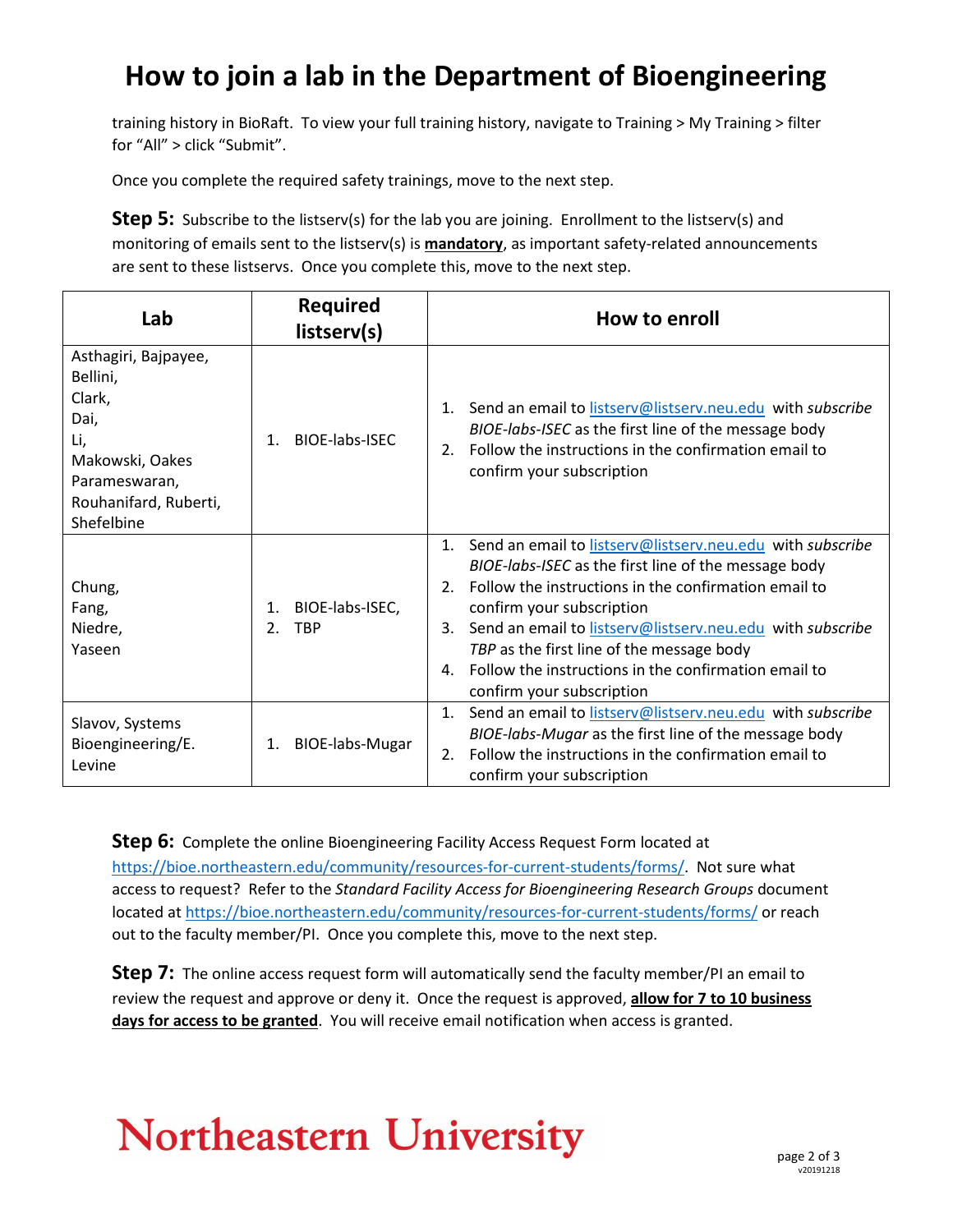training history in BioRaft. To view your full training history, navigate to Training > My Training > filter for "All" > click "Submit".

Once you complete the required safety trainings, move to the next step.

**Step 5:** Subscribe to the listserv(s) for the lab you are joining. Enrollment to the listserv(s) and monitoring of emails sent to the listserv(s) is **mandatory**, as important safety-related announcements are sent to these listservs. Once you complete this, move to the next step.

| Lab | Required listserv(s) | How to enroll |
|---|---|---|
| Asthagiri, Bajpayee, Bellini, Clark, Dai, Li, Makowski, Oakes Parameswaran, Rouhanifard, Ruberti, Shefelbine | 1. BIOE-labs-ISEC | 1. Send an email to listserv@listserv.neu.edu with *subscribe BIOE-labs-ISEC* as the first line of the message body<br>2. Follow the instructions in the confirmation email to confirm your subscription |
| Chung, Fang, Niedre, Yaseen | 1. BIOE-labs-ISEC,<br>2. TBP | 1. Send an email to listserv@listserv.neu.edu with *subscribe BIOE-labs-ISEC* as the first line of the message body<br>2. Follow the instructions in the confirmation email to confirm your subscription<br>3. Send an email to listserv@listserv.neu.edu with *subscribe TBP* as the first line of the message body<br>4. Follow the instructions in the confirmation email to confirm your subscription |
| Slavov, Systems Bioengineering/E. Levine | 1. BIOE-labs-Mugar | 1. Send an email to listserv@listserv.neu.edu with *subscribe BIOE-labs-Mugar* as the first line of the message body<br>2. Follow the instructions in the confirmation email to confirm your subscription |

**Step 6:** Complete the online Bioengineering Facility Access Request Form located at https://bioe.northeastern.edu/community/resources-for-current-students/forms/. Not sure what access to request? Refer to the *Standard Facility Access for Bioengineering Research Groups* document located at https://bioe.northeastern.edu/community/resources-for-current-students/forms/ or reach out to the faculty member/PI. Once you complete this, move to the next step.

**Step 7:** The online access request form will automatically send the faculty member/PI an email to review the request and approve or deny it. Once the request is approved, **allow for 7 to 10 business days for access to be granted**. You will receive email notification when access is granted.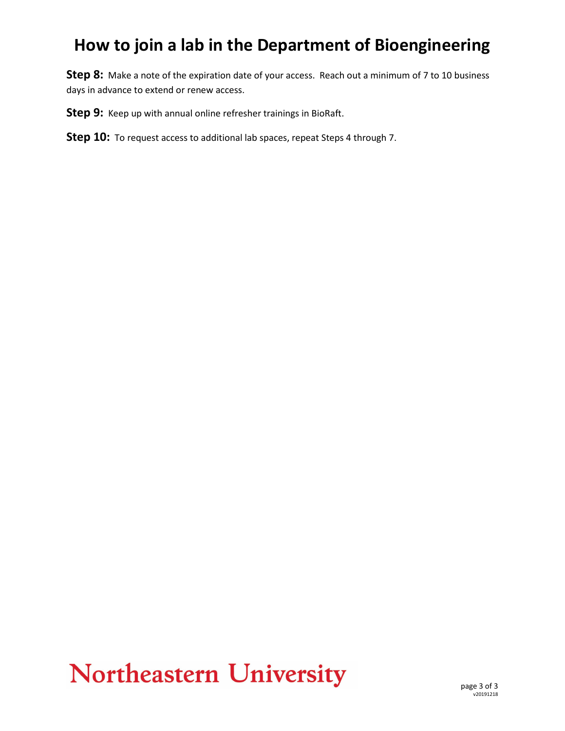# How to join a lab in the Department of Bioengineering

**Step 8:** Make a note of the expiration date of your access. Reach out a minimum of 7 to 10 business days in advance to extend or renew access.

**Step 9:** Keep up with annual online refresher trainings in BioRaft.

**Step 10:** To request access to additional lab spaces, repeat Steps 4 through 7.

Northeastern University

v20191218